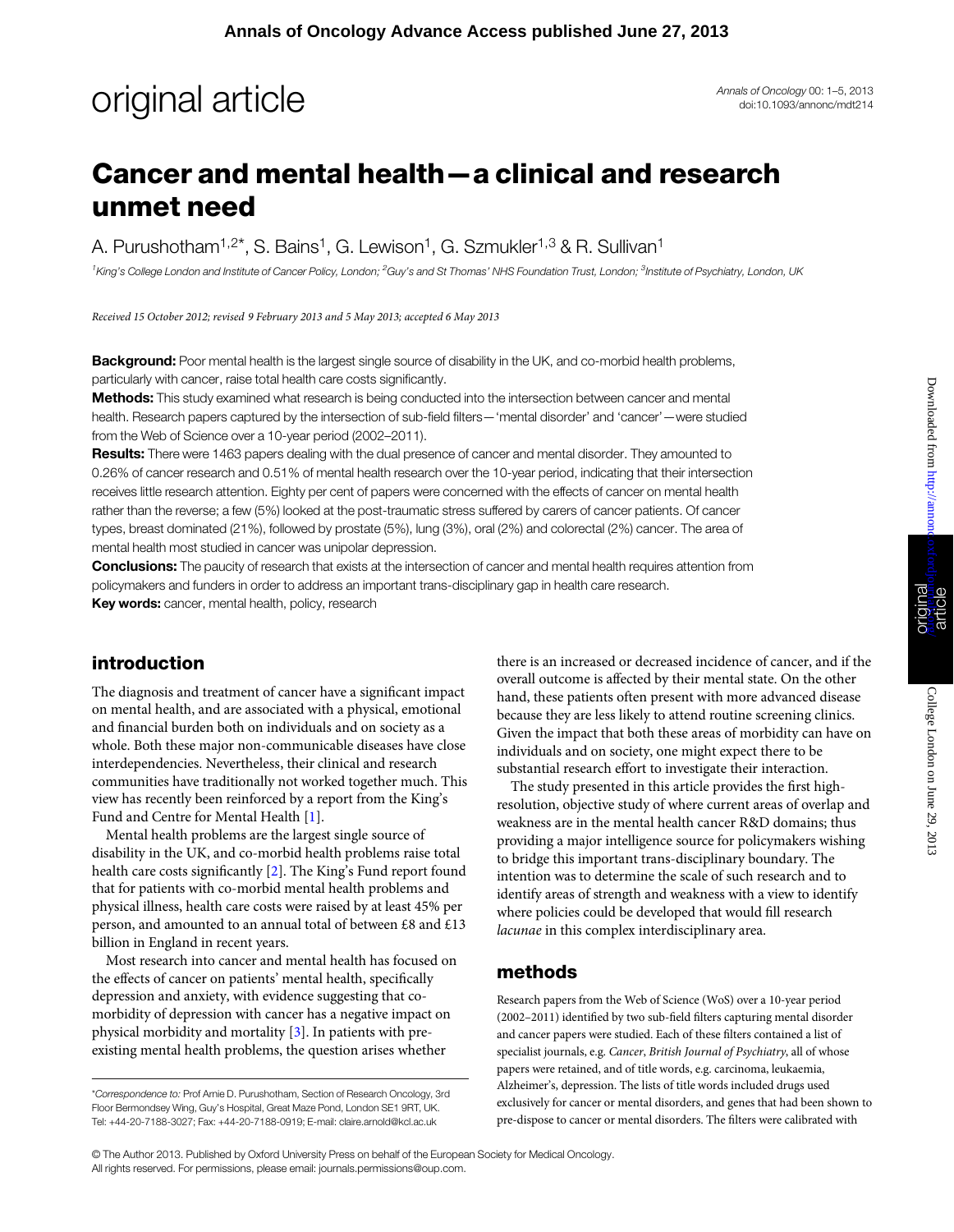# Cancer and mental health—a clinical and research unmet need

A. Purushotham[1,2]*, S. Bains[1], G. Lewison[1], G. Szmukler[1,3] & R. Sullivan[1]

[1]King's College London and Institute of Cancer Policy, London; [2]Guy's and St Thomas' NHS Foundation Trust, London; [3]Institute of Psychiatry, London, UK

*Received 15 October 2012; revised 9 February 2013 and 5 May 2013; accepted 6 May 2013*

**Background:** Poor mental health is the largest single source of disability in the UK, and co-morbid health problems, particularly with cancer, raise total health care costs significantly.

**Methods:** This study examined what research is being conducted into the intersection between cancer and mental health. Research papers captured by the intersection of sub-field filters—'mental disorder' and 'cancer'—were studied from the Web of Science over a 10-year period (2002–2011).

**Results:** There were 1463 papers dealing with the dual presence of cancer and mental disorder. They amounted to 0.26% of cancer research and 0.51% of mental health research over the 10-year period, indicating that their intersection receives little research attention. Eighty per cent of papers were concerned with the effects of cancer on mental health rather than the reverse; a few (5%) looked at the post-traumatic stress suffered by carers of cancer patients. Of cancer types, breast dominated (21%), followed by prostate (5%), lung (3%), oral (2%) and colorectal (2%) cancer. The area of mental health most studied in cancer was unipolar depression.

**Conclusions:** The paucity of research that exists at the intersection of cancer and mental health requires attention from policymakers and funders in order to address an important trans-disciplinary gap in health care research.

**Key words:** cancer, mental health, policy, research

## introduction

The diagnosis and treatment of cancer have a significant impact on mental health, and are associated with a physical, emotional and financial burden both on individuals and on society as a whole. Both these major non-communicable diseases have close interdependencies. Nevertheless, their clinical and research communities have traditionally not worked together much. This view has recently been reinforced by a report from the King's Fund and Centre for Mental Health [1].

Mental health problems are the largest single source of disability in the UK, and co-morbid health problems raise total health care costs significantly [2]. The King's Fund report found that for patients with co-morbid mental health problems and physical illness, health care costs were raised by at least 45% per person, and amounted to an annual total of between £8 and £13 billion in England in recent years.

Most research into cancer and mental health has focused on the effects of cancer on patients' mental health, specifically depression and anxiety, with evidence suggesting that co-morbidity of depression with cancer has a negative impact on physical morbidity and mortality [3]. In patients with pre-existing mental health problems, the question arises whether there is an increased or decreased incidence of cancer, and if the overall outcome is affected by their mental state. On the other hand, these patients often present with more advanced disease because they are less likely to attend routine screening clinics. Given the impact that both these areas of morbidity can have on individuals and on society, one might expect there to be substantial research effort to investigate their interaction.

The study presented in this article provides the first high-resolution, objective study of where current areas of overlap and weakness are in the mental health cancer R&D domains; thus providing a major intelligence source for policymakers wishing to bridge this important trans-disciplinary boundary. The intention was to determine the scale of such research and to identify areas of strength and weakness with a view to identify where policies could be developed that would fill research *lacunae* in this complex interdisciplinary area.

## methods

Research papers from the Web of Science (WoS) over a 10-year period (2002–2011) identified by two sub-field filters capturing mental disorder and cancer papers were studied. Each of these filters contained a list of specialist journals, e.g. *Cancer*, *British Journal of Psychiatry*, all of whose papers were retained, and of title words, e.g. carcinoma, leukaemia, Alzheimer's, depression. The lists of title words included drugs used exclusively for cancer or mental disorders, and genes that had been shown to pre-dispose to cancer or mental disorders. The filters were calibrated with

*Correspondence to: Prof Arnie D. Purushotham, Section of Research Oncology, 3rd Floor Bermondsey Wing, Guy's Hospital, Great Maze Pond, London SE1 9RT, UK. Tel: +44-20-7188-3027; Fax: +44-20-7188-0919; E-mail: claire.arnold@kcl.ac.uk

© The Author 2013. Published by Oxford University Press on behalf of the European Society for Medical Oncology. All rights reserved. For permissions, please email: journals.permissions@oup.com.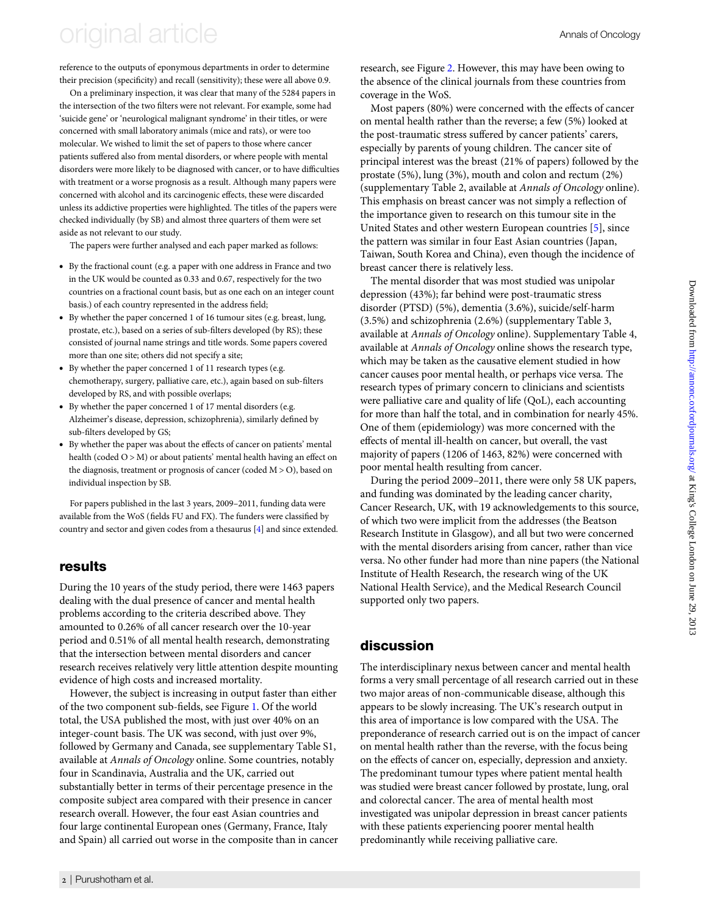reference to the outputs of eponymous departments in order to determine their precision (specificity) and recall (sensitivity); these were all above 0.9.

On a preliminary inspection, it was clear that many of the 5284 papers in the intersection of the two filters were not relevant. For example, some had 'suicide gene' or 'neurological malignant syndrome' in their titles, or were concerned with small laboratory animals (mice and rats), or were too molecular. We wished to limit the set of papers to those where cancer patients suffered also from mental disorders, or where people with mental disorders were more likely to be diagnosed with cancer, or to have difficulties with treatment or a worse prognosis as a result. Although many papers were concerned with alcohol and its carcinogenic effects, these were discarded unless its addictive properties were highlighted. The titles of the papers were checked individually (by SB) and almost three quarters of them were set aside as not relevant to our study.

The papers were further analysed and each paper marked as follows:

- By the fractional count (e.g. a paper with one address in France and two in the UK would be counted as 0.33 and 0.67, respectively for the two countries on a fractional count basis, but as one each on an integer count basis.) of each country represented in the address field;
- By whether the paper concerned 1 of 16 tumour sites (e.g. breast, lung, prostate, etc.), based on a series of sub-filters developed (by RS); these consisted of journal name strings and title words. Some papers covered more than one site; others did not specify a site;
- By whether the paper concerned 1 of 11 research types (e.g. chemotherapy, surgery, palliative care, etc.), again based on sub-filters developed by RS, and with possible overlaps;
- By whether the paper concerned 1 of 17 mental disorders (e.g. Alzheimer's disease, depression, schizophrenia), similarly defined by sub-filters developed by GS;
- By whether the paper was about the effects of cancer on patients' mental health (coded O > M) or about patients' mental health having an effect on the diagnosis, treatment or prognosis of cancer (coded M > O), based on individual inspection by SB.

For papers published in the last 3 years, 2009–2011, funding data were available from the WoS (fields FU and FX). The funders were classified by country and sector and given codes from a thesaurus [4] and since extended.

## results

During the 10 years of the study period, there were 1463 papers dealing with the dual presence of cancer and mental health problems according to the criteria described above. They amounted to 0.26% of all cancer research over the 10-year period and 0.51% of all mental health research, demonstrating that the intersection between mental disorders and cancer research receives relatively very little attention despite mounting evidence of high costs and increased mortality.

However, the subject is increasing in output faster than either of the two component sub-fields, see Figure 1. Of the world total, the USA published the most, with just over 40% on an integer-count basis. The UK was second, with just over 9%, followed by Germany and Canada, see supplementary Table S1, available at *Annals of Oncology* online. Some countries, notably four in Scandinavia, Australia and the UK, carried out substantially better in terms of their percentage presence in the composite subject area compared with their presence in cancer research overall. However, the four east Asian countries and four large continental European ones (Germany, France, Italy and Spain) all carried out worse in the composite than in cancer research, see Figure 2. However, this may have been owing to the absence of the clinical journals from these countries from coverage in the WoS.

Most papers (80%) were concerned with the effects of cancer on mental health rather than the reverse; a few (5%) looked at the post-traumatic stress suffered by cancer patients' carers, especially by parents of young children. The cancer site of principal interest was the breast (21% of papers) followed by the prostate (5%), lung (3%), mouth and colon and rectum (2%) (supplementary Table 2, available at *Annals of Oncology* online). This emphasis on breast cancer was not simply a reflection of the importance given to research on this tumour site in the United States and other western European countries [5], since the pattern was similar in four East Asian countries (Japan, Taiwan, South Korea and China), even though the incidence of breast cancer there is relatively less.

The mental disorder that was most studied was unipolar depression (43%); far behind were post-traumatic stress disorder (PTSD) (5%), dementia (3.6%), suicide/self-harm (3.5%) and schizophrenia (2.6%) (supplementary Table 3, available at *Annals of Oncology* online). Supplementary Table 4, available at *Annals of Oncology* online shows the research type, which may be taken as the causative element studied in how cancer causes poor mental health, or perhaps vice versa. The research types of primary concern to clinicians and scientists were palliative care and quality of life (QoL), each accounting for more than half the total, and in combination for nearly 45%. One of them (epidemiology) was more concerned with the effects of mental ill-health on cancer, but overall, the vast majority of papers (1206 of 1463, 82%) were concerned with poor mental health resulting from cancer.

During the period 2009–2011, there were only 58 UK papers, and funding was dominated by the leading cancer charity, Cancer Research, UK, with 19 acknowledgements to this source, of which two were implicit from the addresses (the Beatson Research Institute in Glasgow), and all but two were concerned with the mental disorders arising from cancer, rather than vice versa. No other funder had more than nine papers (the National Institute of Health Research, the research wing of the UK National Health Service), and the Medical Research Council supported only two papers.

## discussion

The interdisciplinary nexus between cancer and mental health forms a very small percentage of all research carried out in these two major areas of non-communicable disease, although this appears to be slowly increasing. The UK's research output in this area of importance is low compared with the USA. The preponderance of research carried out is on the impact of cancer on mental health rather than the reverse, with the focus being on the effects of cancer on, especially, depression and anxiety. The predominant tumour types where patient mental health was studied were breast cancer followed by prostate, lung, oral and colorectal cancer. The area of mental health most investigated was unipolar depression in breast cancer patients with these patients experiencing poorer mental health predominantly while receiving palliative care.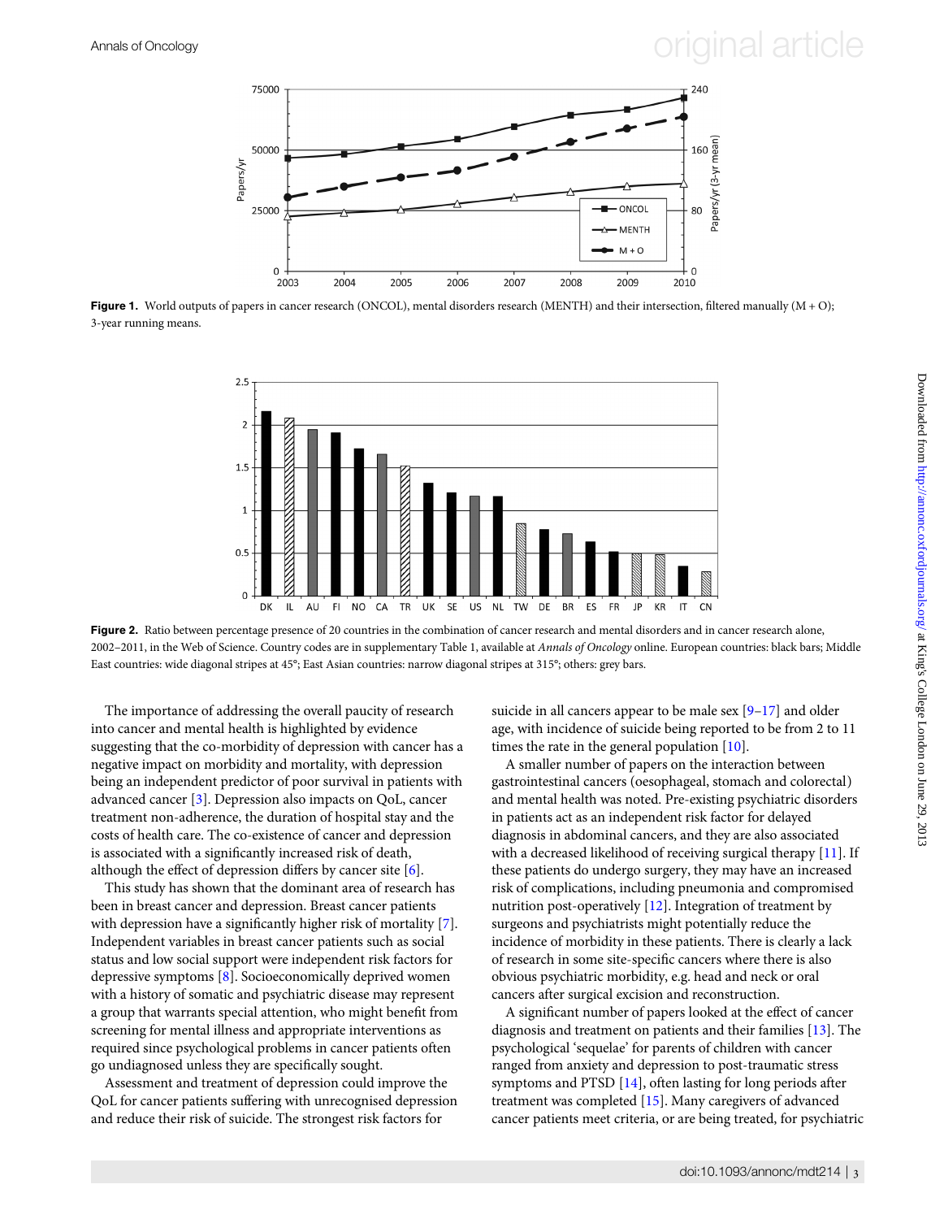**Figure 1.** World outputs of papers in cancer research (ONCOL), mental disorders research (MENTH) and their intersection, filtered manually (M + O); 3-year running means.

**Figure 2.** Ratio between percentage presence of 20 countries in the combination of cancer research and mental disorders and in cancer research alone, 2002–2011, in the Web of Science. Country codes are in supplementary Table 1, available at *Annals of Oncology* online. European countries: black bars; Middle East countries: wide diagonal stripes at 45°; East Asian countries: narrow diagonal stripes at 315°; others: grey bars.

The importance of addressing the overall paucity of research into cancer and mental health is highlighted by evidence suggesting that the co-morbidity of depression with cancer has a negative impact on morbidity and mortality, with depression being an independent predictor of poor survival in patients with advanced cancer [3]. Depression also impacts on QoL, cancer treatment non-adherence, the duration of hospital stay and the costs of health care. The co-existence of cancer and depression is associated with a significantly increased risk of death, although the effect of depression differs by cancer site [6].

This study has shown that the dominant area of research has been in breast cancer and depression. Breast cancer patients with depression have a significantly higher risk of mortality [7]. Independent variables in breast cancer patients such as social status and low social support were independent risk factors for depressive symptoms [8]. Socioeconomically deprived women with a history of somatic and psychiatric disease may represent a group that warrants special attention, who might benefit from screening for mental illness and appropriate interventions as required since psychological problems in cancer patients often go undiagnosed unless they are specifically sought.

Assessment and treatment of depression could improve the QoL for cancer patients suffering with unrecognised depression and reduce their risk of suicide. The strongest risk factors for suicide in all cancers appear to be male sex [9–17] and older age, with incidence of suicide being reported to be from 2 to 11 times the rate in the general population [10].

A smaller number of papers on the interaction between gastrointestinal cancers (oesophageal, stomach and colorectal) and mental health was noted. Pre-existing psychiatric disorders in patients act as an independent risk factor for delayed diagnosis in abdominal cancers, and they are also associated with a decreased likelihood of receiving surgical therapy [11]. If these patients do undergo surgery, they may have an increased risk of complications, including pneumonia and compromised nutrition post-operatively [12]. Integration of treatment by surgeons and psychiatrists might potentially reduce the incidence of morbidity in these patients. There is clearly a lack of research in some site-specific cancers where there is also obvious psychiatric morbidity, e.g. head and neck or oral cancers after surgical excision and reconstruction.

A significant number of papers looked at the effect of cancer diagnosis and treatment on patients and their families [13]. The psychological 'sequelae' for parents of children with cancer ranged from anxiety and depression to post-traumatic stress symptoms and PTSD [14], often lasting for long periods after treatment was completed [15]. Many caregivers of advanced cancer patients meet criteria, or are being treated, for psychiatric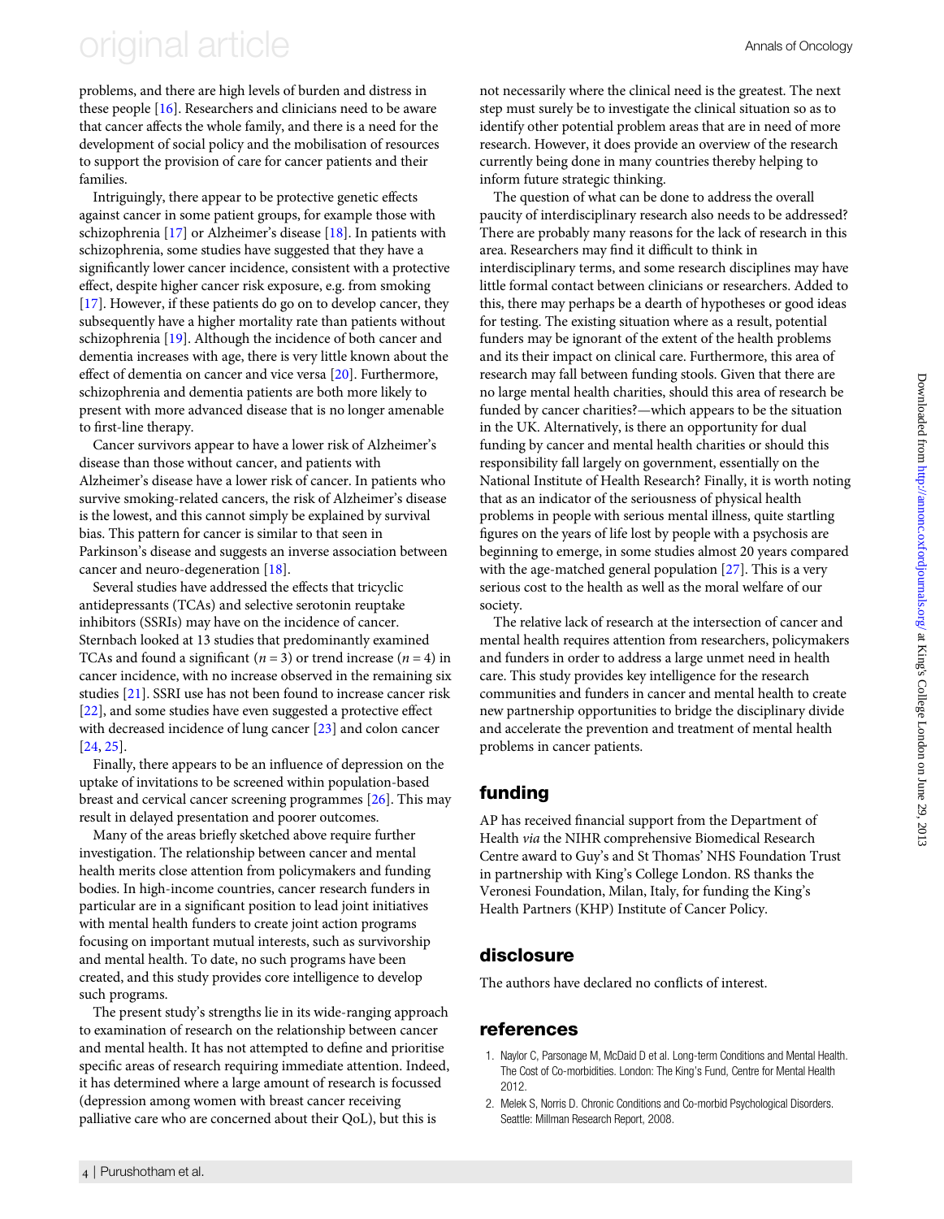problems, and there are high levels of burden and distress in these people [16]. Researchers and clinicians need to be aware that cancer affects the whole family, and there is a need for the development of social policy and the mobilisation of resources to support the provision of care for cancer patients and their families.

Intriguingly, there appear to be protective genetic effects against cancer in some patient groups, for example those with schizophrenia [17] or Alzheimer's disease [18]. In patients with schizophrenia, some studies have suggested that they have a significantly lower cancer incidence, consistent with a protective effect, despite higher cancer risk exposure, e.g. from smoking [17]. However, if these patients do go on to develop cancer, they subsequently have a higher mortality rate than patients without schizophrenia [19]. Although the incidence of both cancer and dementia increases with age, there is very little known about the effect of dementia on cancer and vice versa [20]. Furthermore, schizophrenia and dementia patients are both more likely to present with more advanced disease that is no longer amenable to first-line therapy.

Cancer survivors appear to have a lower risk of Alzheimer's disease than those without cancer, and patients with Alzheimer's disease have a lower risk of cancer. In patients who survive smoking-related cancers, the risk of Alzheimer's disease is the lowest, and this cannot simply be explained by survival bias. This pattern for cancer is similar to that seen in Parkinson's disease and suggests an inverse association between cancer and neuro-degeneration [18].

Several studies have addressed the effects that tricyclic antidepressants (TCAs) and selective serotonin reuptake inhibitors (SSRIs) may have on the incidence of cancer. Sternbach looked at 13 studies that predominantly examined TCAs and found a significant ($n = 3$) or trend increase ($n = 4$) in cancer incidence, with no increase observed in the remaining six studies [21]. SSRI use has not been found to increase cancer risk [22], and some studies have even suggested a protective effect with decreased incidence of lung cancer [23] and colon cancer [24, 25].

Finally, there appears to be an influence of depression on the uptake of invitations to be screened within population-based breast and cervical cancer screening programmes [26]. This may result in delayed presentation and poorer outcomes.

Many of the areas briefly sketched above require further investigation. The relationship between cancer and mental health merits close attention from policymakers and funding bodies. In high-income countries, cancer research funders in particular are in a significant position to lead joint initiatives with mental health funders to create joint action programs focusing on important mutual interests, such as survivorship and mental health. To date, no such programs have been created, and this study provides core intelligence to develop such programs.

The present study's strengths lie in its wide-ranging approach to examination of research on the relationship between cancer and mental health. It has not attempted to define and prioritise specific areas of research requiring immediate attention. Indeed, it has determined where a large amount of research is focussed (depression among women with breast cancer receiving palliative care who are concerned about their QoL), but this is not necessarily where the clinical need is the greatest. The next step must surely be to investigate the clinical situation so as to identify other potential problem areas that are in need of more research. However, it does provide an overview of the research currently being done in many countries thereby helping to inform future strategic thinking.

The question of what can be done to address the overall paucity of interdisciplinary research also needs to be addressed? There are probably many reasons for the lack of research in this area. Researchers may find it difficult to think in interdisciplinary terms, and some research disciplines may have little formal contact between clinicians or researchers. Added to this, there may perhaps be a dearth of hypotheses or good ideas for testing. The existing situation where as a result, potential funders may be ignorant of the extent of the health problems and its their impact on clinical care. Furthermore, this area of research may fall between funding stools. Given that there are no large mental health charities, should this area of research be funded by cancer charities?—which appears to be the situation in the UK. Alternatively, is there an opportunity for dual funding by cancer and mental health charities or should this responsibility fall largely on government, essentially on the National Institute of Health Research? Finally, it is worth noting that as an indicator of the seriousness of physical health problems in people with serious mental illness, quite startling figures on the years of life lost by people with a psychosis are beginning to emerge, in some studies almost 20 years compared with the age-matched general population [27]. This is a very serious cost to the health as well as the moral welfare of our society.

The relative lack of research at the intersection of cancer and mental health requires attention from researchers, policymakers and funders in order to address a large unmet need in health care. This study provides key intelligence for the research communities and funders in cancer and mental health to create new partnership opportunities to bridge the disciplinary divide and accelerate the prevention and treatment of mental health problems in cancer patients.

## funding

AP has received financial support from the Department of Health *via* the NIHR comprehensive Biomedical Research Centre award to Guy's and St Thomas' NHS Foundation Trust in partnership with King's College London. RS thanks the Veronesi Foundation, Milan, Italy, for funding the King's Health Partners (KHP) Institute of Cancer Policy.

## disclosure

The authors have declared no conflicts of interest.

## references

1. Naylor C, Parsonage M, McDaid D et al. Long-term Conditions and Mental Health. The Cost of Co-morbidities. London: The King's Fund, Centre for Mental Health 2012.
2. Melek S, Norris D. Chronic Conditions and Co-morbid Psychological Disorders. Seattle: Millman Research Report, 2008.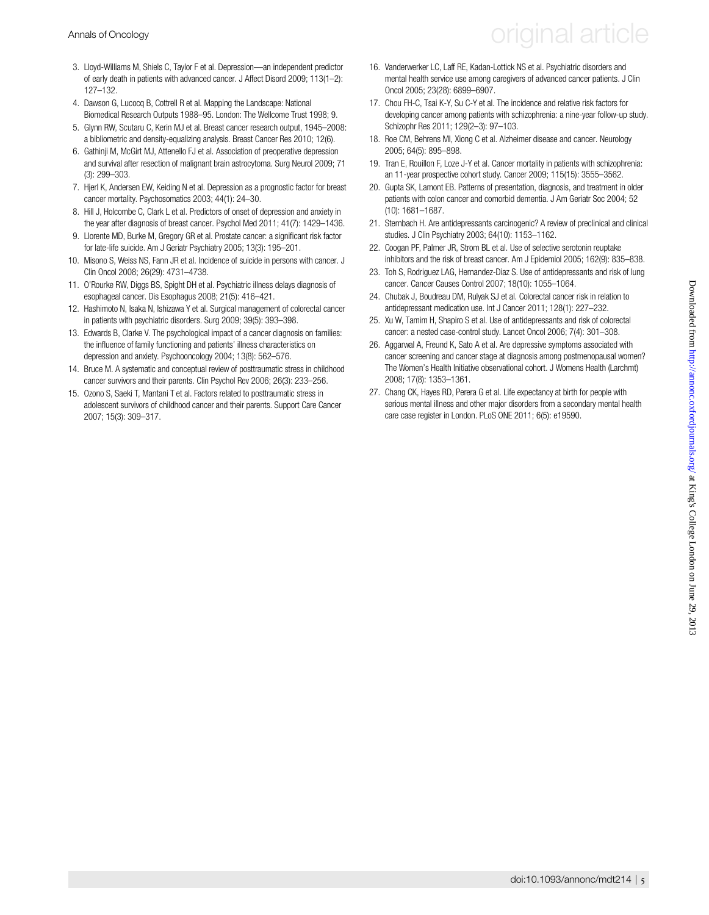3. Lloyd-Williams M, Shiels C, Taylor F et al. Depression—an independent predictor of early death in patients with advanced cancer. J Affect Disord 2009; 113(1–2): 127–132.
4. Dawson G, Lucocq B, Cottrell R et al. Mapping the Landscape: National Biomedical Research Outputs 1988–95. London: The Wellcome Trust 1998; 9.
5. Glynn RW, Scutaru C, Kerin MJ et al. Breast cancer research output, 1945–2008: a bibliometric and density-equalizing analysis. Breast Cancer Res 2010; 12(6).
6. Gathinji M, McGirt MJ, Attenello FJ et al. Association of preoperative depression and survival after resection of malignant brain astrocytoma. Surg Neurol 2009; 71 (3): 299–303.
7. Hjerl K, Andersen EW, Keiding N et al. Depression as a prognostic factor for breast cancer mortality. Psychosomatics 2003; 44(1): 24–30.
8. Hill J, Holcombe C, Clark L et al. Predictors of onset of depression and anxiety in the year after diagnosis of breast cancer. Psychol Med 2011; 41(7): 1429–1436.
9. Llorente MD, Burke M, Gregory GR et al. Prostate cancer: a significant risk factor for late-life suicide. Am J Geriatr Psychiatry 2005; 13(3): 195–201.
10. Misono S, Weiss NS, Fann JR et al. Incidence of suicide in persons with cancer. J Clin Oncol 2008; 26(29): 4731–4738.
11. O'Rourke RW, Diggs BS, Spight DH et al. Psychiatric illness delays diagnosis of esophageal cancer. Dis Esophagus 2008; 21(5): 416–421.
12. Hashimoto N, Isaka N, Ishizawa Y et al. Surgical management of colorectal cancer in patients with psychiatric disorders. Surg 2009; 39(5): 393–398.
13. Edwards B, Clarke V. The psychological impact of a cancer diagnosis on families: the influence of family functioning and patients' illness characteristics on depression and anxiety. Psychooncology 2004; 13(8): 562–576.
14. Bruce M. A systematic and conceptual review of posttraumatic stress in childhood cancer survivors and their parents. Clin Psychol Rev 2006; 26(3): 233–256.
15. Ozono S, Saeki T, Mantani T et al. Factors related to posttraumatic stress in adolescent survivors of childhood cancer and their parents. Support Care Cancer 2007; 15(3): 309–317.
16. Vanderwerker LC, Laff RE, Kadan-Lottick NS et al. Psychiatric disorders and mental health service use among caregivers of advanced cancer patients. J Clin Oncol 2005; 23(28): 6899–6907.
17. Chou FH-C, Tsai K-Y, Su C-Y et al. The incidence and relative risk factors for developing cancer among patients with schizophrenia: a nine-year follow-up study. Schizophr Res 2011; 129(2–3): 97–103.
18. Roe CM, Behrens MI, Xiong C et al. Alzheimer disease and cancer. Neurology 2005; 64(5): 895–898.
19. Tran E, Rouillon F, Loze J-Y et al. Cancer mortality in patients with schizophrenia: an 11-year prospective cohort study. Cancer 2009; 115(15): 3555–3562.
20. Gupta SK, Lamont EB. Patterns of presentation, diagnosis, and treatment in older patients with colon cancer and comorbid dementia. J Am Geriatr Soc 2004; 52 (10): 1681–1687.
21. Sternbach H. Are antidepressants carcinogenic? A review of preclinical and clinical studies. J Clin Psychiatry 2003; 64(10): 1153–1162.
22. Coogan PF, Palmer JR, Strom BL et al. Use of selective serotonin reuptake inhibitors and the risk of breast cancer. Am J Epidemiol 2005; 162(9): 835–838.
23. Toh S, Rodriguez LAG, Hernandez-Diaz S. Use of antidepressants and risk of lung cancer. Cancer Causes Control 2007; 18(10): 1055–1064.
24. Chubak J, Boudreau DM, Rulyak SJ et al. Colorectal cancer risk in relation to antidepressant medication use. Int J Cancer 2011; 128(1): 227–232.
25. Xu W, Tamim H, Shapiro S et al. Use of antidepressants and risk of colorectal cancer: a nested case-control study. Lancet Oncol 2006; 7(4): 301–308.
26. Aggarwal A, Freund K, Sato A et al. Are depressive symptoms associated with cancer screening and cancer stage at diagnosis among postmenopausal women? The Women's Health Initiative observational cohort. J Womens Health (Larchmt) 2008; 17(8): 1353–1361.
27. Chang CK, Hayes RD, Perera G et al. Life expectancy at birth for people with serious mental illness and other major disorders from a secondary mental health care case register in London. PLoS ONE 2011; 6(5): e19590.